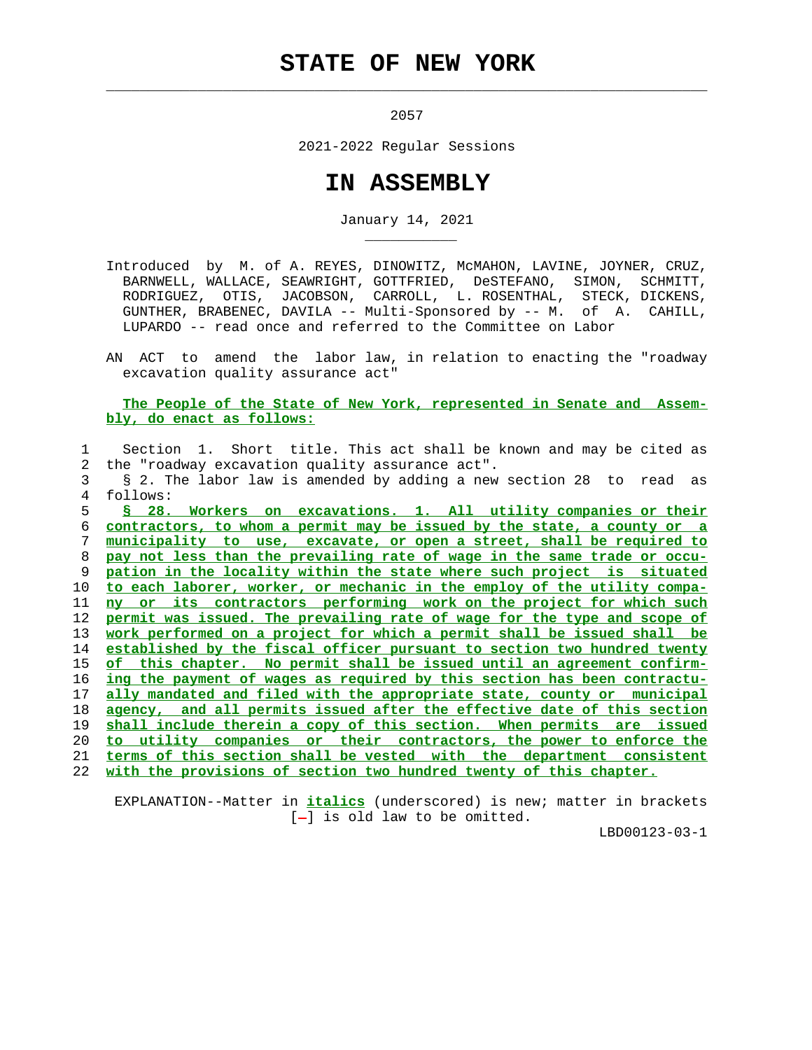# STATE OF NEW YORK

2057

2021-2022 Regular Sessions

# IN ASSEMBLY

January 14, 2021

Introduced by M. of A. REYES, DINOWITZ, McMAHON, LAVINE, JOYNER, CRUZ, BARNWELL, WALLACE, SEAWRIGHT, GOTTFRIED, DeSTEFANO, SIMON, SCHMITT, RODRIGUEZ, OTIS, JACOBSON, CARROLL, L. ROSENTHAL, STECK, DICKENS, GUNTHER, BRABENEC, DAVILA -- Multi-Sponsored by -- M. of A. CAHILL, LUPARDO -- read once and referred to the Committee on Labor

AN ACT to amend the labor law, in relation to enacting the "roadway excavation quality assurance act"

**The People of the State of New York, represented in Senate and Assembly, do enact as follows:**

Section 1. Short title. This act shall be known and may be cited as the "roadway excavation quality assurance act".

§ 2. The labor law is amended by adding a new section 28 to read as follows:

**§ 28. Workers on excavations. 1. All utility companies or their contractors, to whom a permit may be issued by the state, a county or a municipality to use, excavate, or open a street, shall be required to pay not less than the prevailing rate of wage in the same trade or occupation in the locality within the state where such project is situated to each laborer, worker, or mechanic in the employ of the utility company or its contractors performing work on the project for which such permit was issued. The prevailing rate of wage for the type and scope of work performed on a project for which a permit shall be issued shall be established by the fiscal officer pursuant to section two hundred twenty of this chapter. No permit shall be issued until an agreement confirming the payment of wages as required by this section has been contractually mandated and filed with the appropriate state, county or municipal agency, and all permits issued after the effective date of this section shall include therein a copy of this section. When permits are issued to utility companies or their contractors, the power to enforce the terms of this section shall be vested with the department consistent with the provisions of section two hundred twenty of this chapter.**

EXPLANATION--Matter in *italics* (underscored) is new; matter in brackets [-] is old law to be omitted.

LBD00123-03-1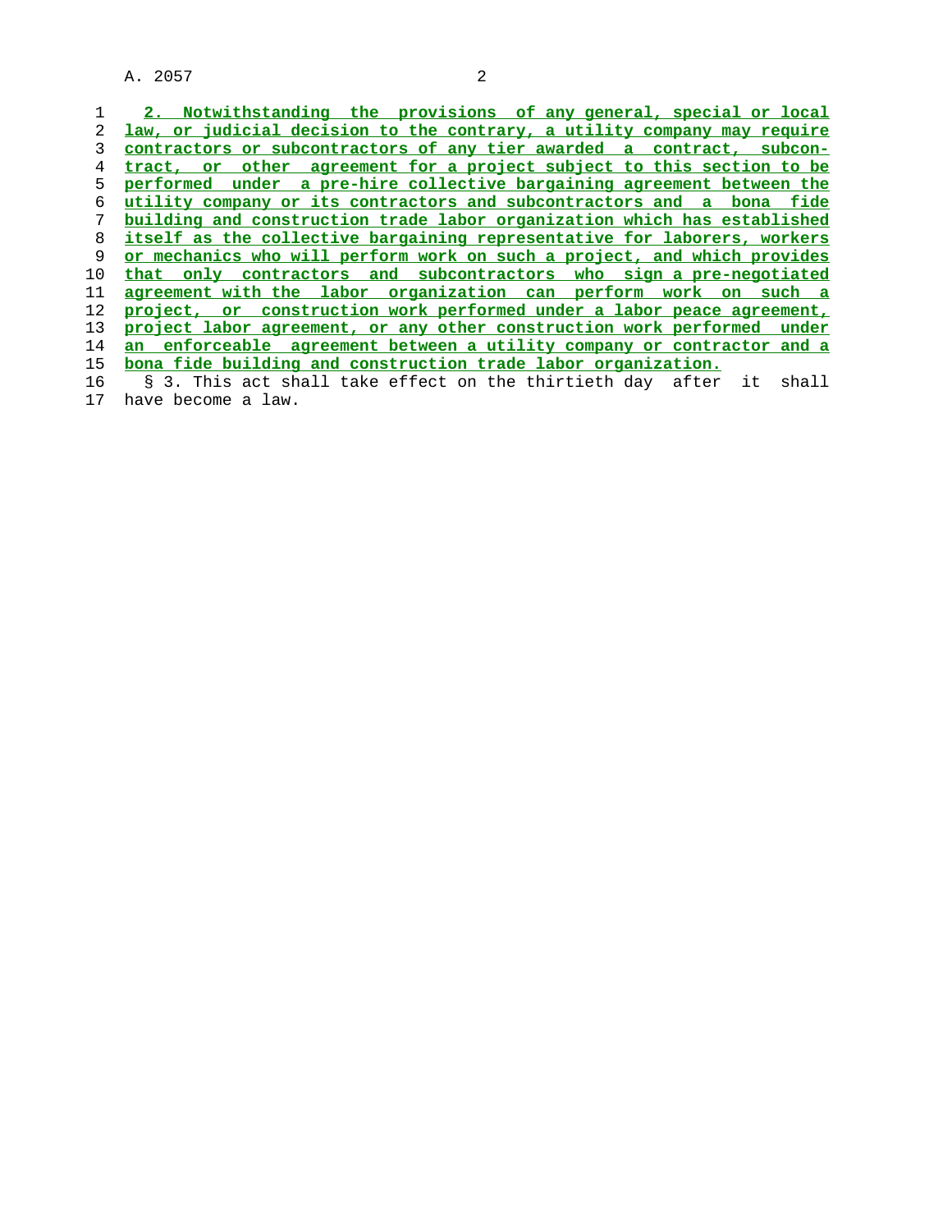2. Notwithstanding the provisions of any general, special or local law, or judicial decision to the contrary, a utility company may require contractors or subcontractors of any tier awarded a contract, subcontract, or other agreement for a project subject to this section to be performed under a pre-hire collective bargaining agreement between the utility company or its contractors and subcontractors and a bona fide building and construction trade labor organization which has established itself as the collective bargaining representative for laborers, workers or mechanics who will perform work on such a project, and which provides that only contractors and subcontractors who sign a pre-negotiated agreement with the labor organization can perform work on such a project, or construction work performed under a labor peace agreement, project labor agreement, or any other construction work performed under an enforceable agreement between a utility company or contractor and a bona fide building and construction trade labor organization.

§ 3. This act shall take effect on the thirtieth day after it shall have become a law.